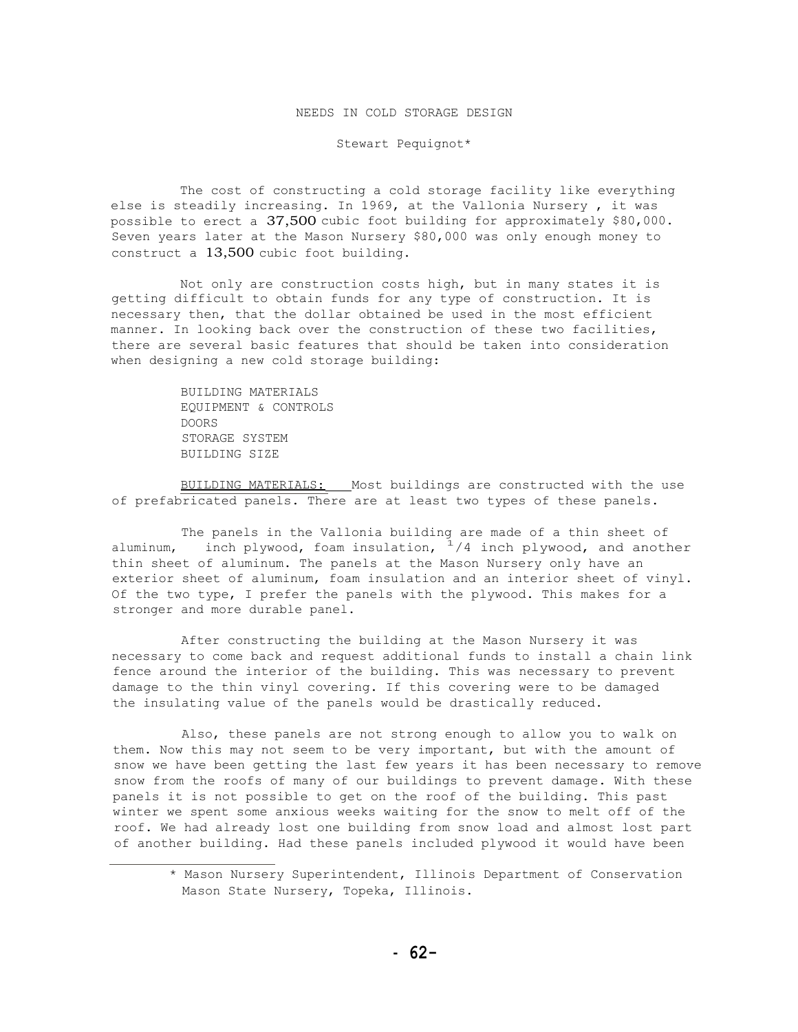# NEEDS IN COLD STORAGE DESIGN

Stewart Pequignot*

The cost of constructing a cold storage facility like everything else is steadily increasing. In 1969, at the Vallonia Nursery , it was possible to erect a 37,500 cubic foot building for approximately $80,000. Seven years later at the Mason Nursery $80,000 was only enough money to construct a 13,500 cubic foot building.

Not only are construction costs high, but in many states it is getting difficult to obtain funds for any type of construction. It is necessary then, that the dollar obtained be used in the most efficient manner. In looking back over the construction of these two facilities, there are several basic features that should be taken into consideration when designing a new cold storage building:

BUILDING MATERIALS
EQUIPMENT & CONTROLS
DOORS
STORAGE SYSTEM
BUILDING SIZE

BUILDING MATERIALS: Most buildings are constructed with the use of prefabricated panels. There are at least two types of these panels.

The panels in the Vallonia building are made of a thin sheet of aluminum, inch plywood, foam insulation, 1/4 inch plywood, and another thin sheet of aluminum. The panels at the Mason Nursery only have an exterior sheet of aluminum, foam insulation and an interior sheet of vinyl. Of the two type, I prefer the panels with the plywood. This makes for a stronger and more durable panel.

After constructing the building at the Mason Nursery it was necessary to come back and request additional funds to install a chain link fence around the interior of the building. This was necessary to prevent damage to the thin vinyl covering. If this covering were to be damaged the insulating value of the panels would be drastically reduced.

Also, these panels are not strong enough to allow you to walk on them. Now this may not seem to be very important, but with the amount of snow we have been getting the last few years it has been necessary to remove snow from the roofs of many of our buildings to prevent damage. With these panels it is not possible to get on the roof of the building. This past winter we spent some anxious weeks waiting for the snow to melt off of the roof. We had already lost one building from snow load and almost lost part of another building. Had these panels included plywood it would have been

\* Mason Nursery Superintendent, Illinois Department of Conservation Mason State Nursery, Topeka, Illinois.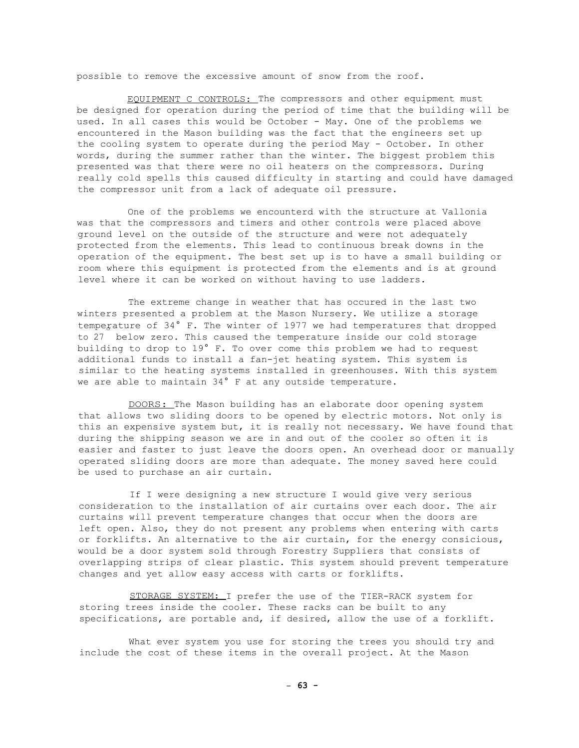possible to remove the excessive amount of snow from the roof.

EQUIPMENT C CONTROLS: The compressors and other equipment must be designed for operation during the period of time that the building will be used. In all cases this would be October - May. One of the problems we encountered in the Mason building was the fact that the engineers set up the cooling system to operate during the period May - October. In other words, during the summer rather than the winter. The biggest problem this presented was that there were no oil heaters on the compressors. During really cold spells this caused difficulty in starting and could have damaged the compressor unit from a lack of adequate oil pressure.

One of the problems we encounterd with the structure at Vallonia was that the compressors and timers and other controls were placed above ground level on the outside of the structure and were not adequately protected from the elements. This lead to continuous break downs in the operation of the equipment. The best set up is to have a small building or room where this equipment is protected from the elements and is at ground level where it can be worked on without having to use ladders.

The extreme change in weather that has occured in the last two winters presented a problem at the Mason Nursery. We utilize a storage temperature of 34° F. The winter of 1977 we had temperatures that dropped to 27 below zero. This caused the temperature inside our cold storage building to drop to 19° F. To over come this problem we had to request additional funds to install a fan-jet heating system. This system is similar to the heating systems installed in greenhouses. With this system we are able to maintain 34° F at any outside temperature.

DOORS: The Mason building has an elaborate door opening system that allows two sliding doors to be opened by electric motors. Not only is this an expensive system but, it is really not necessary. We have found that during the shipping season we are in and out of the cooler so often it is easier and faster to just leave the doors open. An overhead door or manually operated sliding doors are more than adequate. The money saved here could be used to purchase an air curtain.

If I were designing a new structure I would give very serious consideration to the installation of air curtains over each door. The air curtains will prevent temperature changes that occur when the doors are left open. Also, they do not present any problems when entering with carts or forklifts. An alternative to the air curtain, for the energy consicious, would be a door system sold through Forestry Suppliers that consists of overlapping strips of clear plastic. This system should prevent temperature changes and yet allow easy access with carts or forklifts.

STORAGE SYSTEM: I prefer the use of the TIER-RACK system for storing trees inside the cooler. These racks can be built to any specifications, are portable and, if desired, allow the use of a forklift.

What ever system you use for storing the trees you should try and include the cost of these items in the overall project. At the Mason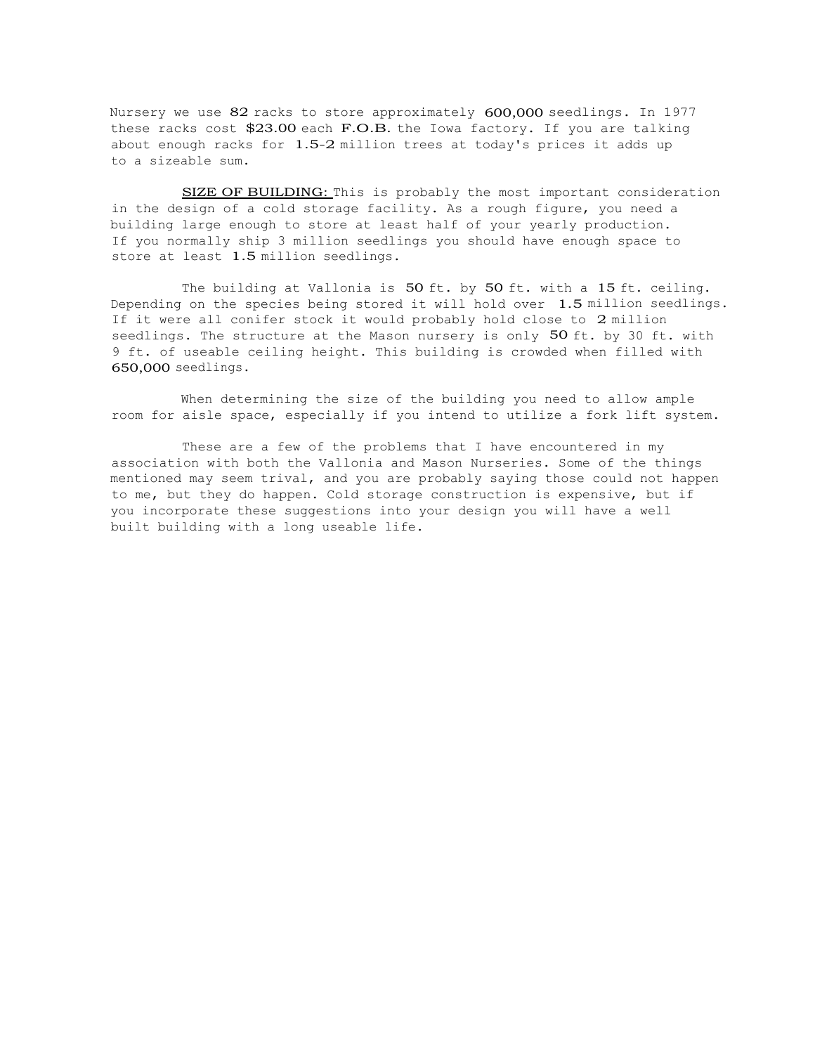Nursery we use 82 racks to store approximately 600,000 seedlings. In 1977 these racks cost $23.00 each F.O.B. the Iowa factory. If you are talking about enough racks for 1.5-2 million trees at today's prices it adds up to a sizeable sum.

<u>SIZE OF BUILDING:</u> This is probably the most important consideration in the design of a cold storage facility. As a rough figure, you need a building large enough to store at least half of your yearly production. If you normally ship 3 million seedlings you should have enough space to store at least 1.5 million seedlings.

The building at Vallonia is 50 ft. by 50 ft. with a 15 ft. ceiling. Depending on the species being stored it will hold over 1.5 million seedlings. If it were all conifer stock it would probably hold close to 2 million seedlings. The structure at the Mason nursery is only 50 ft. by 30 ft. with 9 ft. of useable ceiling height. This building is crowded when filled with 650,000 seedlings.

When determining the size of the building you need to allow ample room for aisle space, especially if you intend to utilize a fork lift system.

These are a few of the problems that I have encountered in my association with both the Vallonia and Mason Nurseries. Some of the things mentioned may seem trival, and you are probably saying those could not happen to me, but they do happen. Cold storage construction is expensive, but if you incorporate these suggestions into your design you will have a well built building with a long useable life.